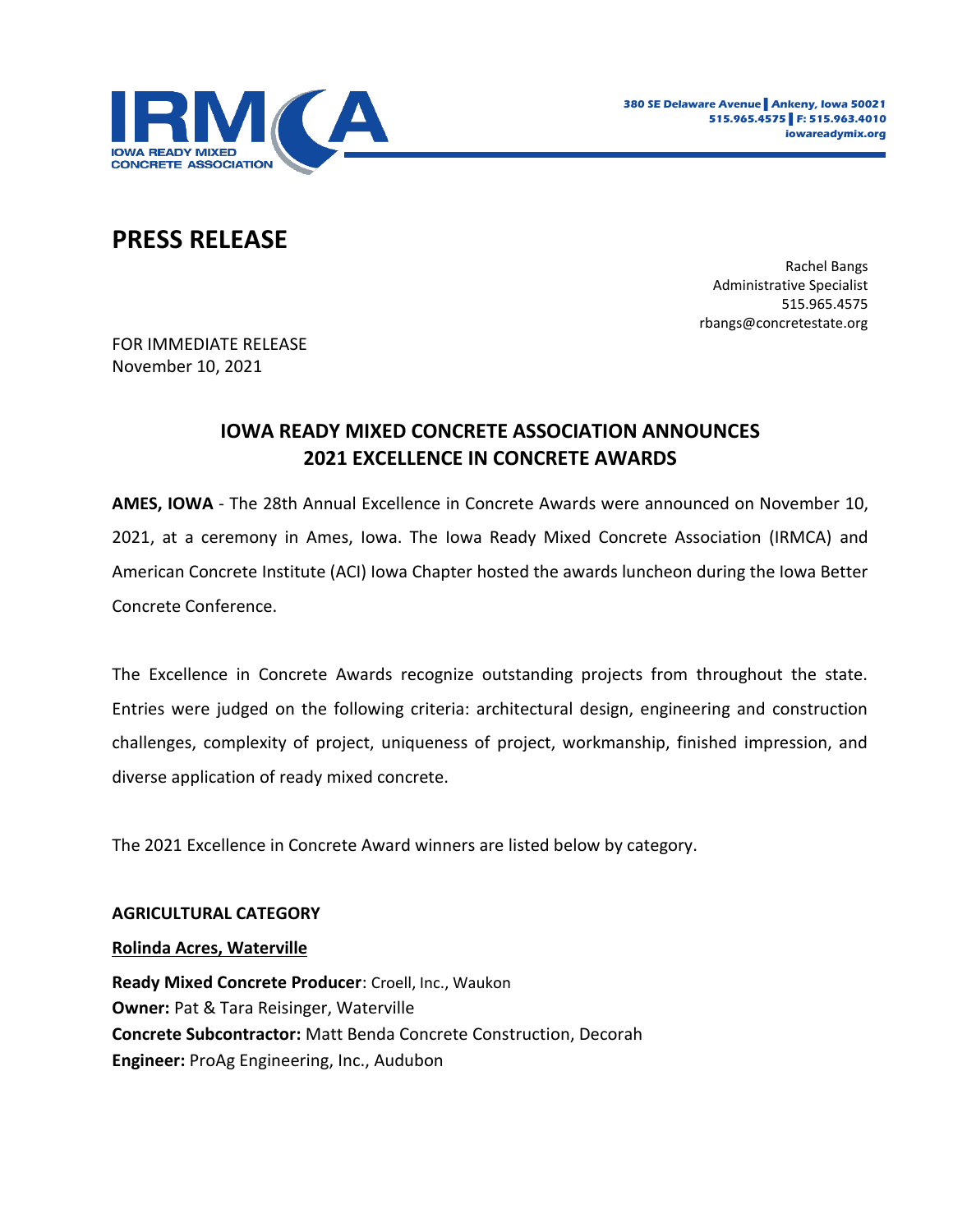IRMCA
IOWA READY MIXED CONCRETE ASSOCIATION

380 SE Delaware Avenue | Ankeny, Iowa 50021
515.965.4575 | F: 515.963.4010
iowareadymix.org

# PRESS RELEASE

Rachel Bangs
Administrative Specialist
515.965.4575
rbangs@concretestate.org

FOR IMMEDIATE RELEASE
November 10, 2021

## IOWA READY MIXED CONCRETE ASSOCIATION ANNOUNCES 2021 EXCELLENCE IN CONCRETE AWARDS

**AMES, IOWA** - The 28th Annual Excellence in Concrete Awards were announced on November 10, 2021, at a ceremony in Ames, Iowa. The Iowa Ready Mixed Concrete Association (IRMCA) and American Concrete Institute (ACI) Iowa Chapter hosted the awards luncheon during the Iowa Better Concrete Conference.

The Excellence in Concrete Awards recognize outstanding projects from throughout the state. Entries were judged on the following criteria: architectural design, engineering and construction challenges, complexity of project, uniqueness of project, workmanship, finished impression, and diverse application of ready mixed concrete.

The 2021 Excellence in Concrete Award winners are listed below by category.

**AGRICULTURAL CATEGORY**

**Rolinda Acres, Waterville**

**Ready Mixed Concrete Producer**: Croell, Inc., Waukon
**Owner:** Pat & Tara Reisinger, Waterville
**Concrete Subcontractor:** Matt Benda Concrete Construction, Decorah
**Engineer:** ProAg Engineering, Inc., Audubon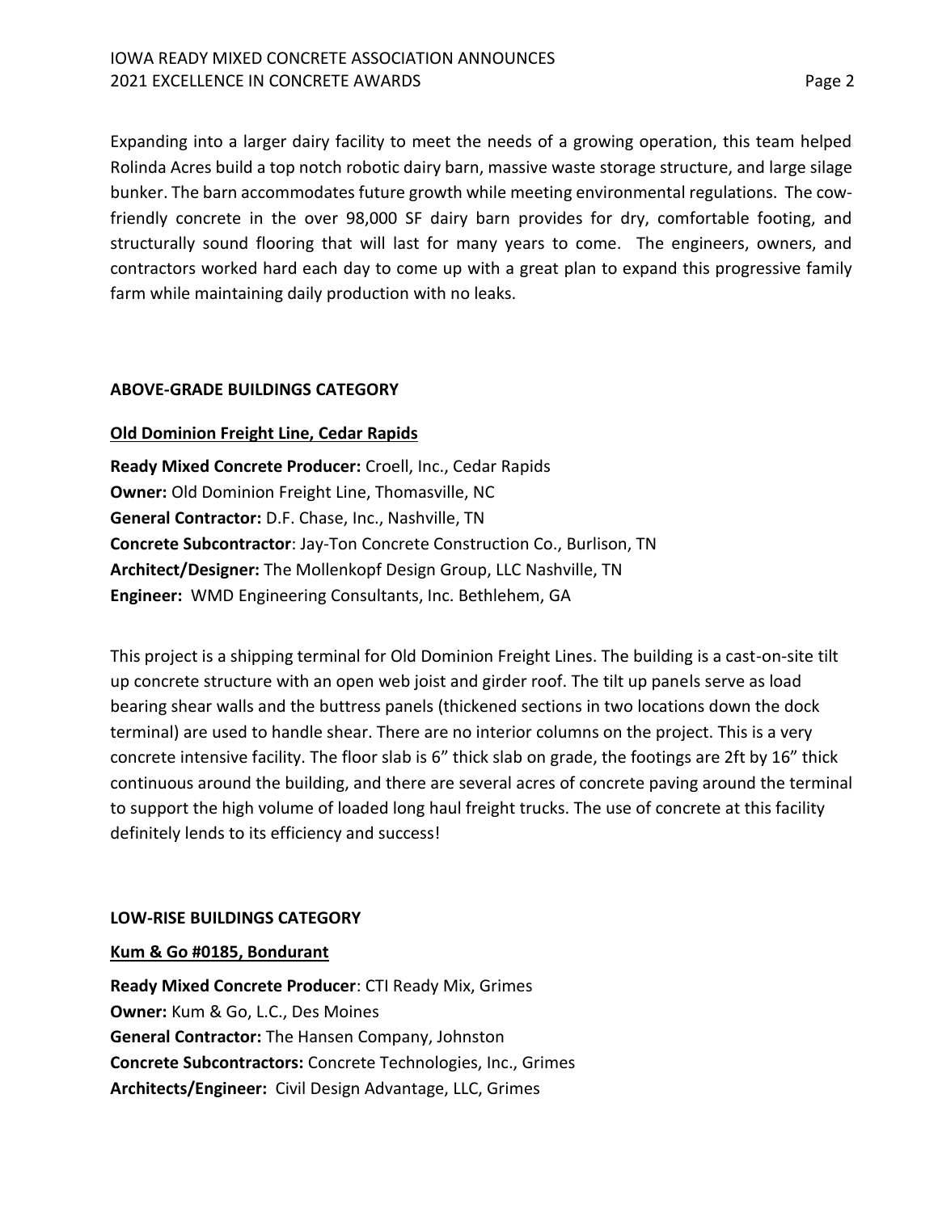Expanding into a larger dairy facility to meet the needs of a growing operation, this team helped Rolinda Acres build a top notch robotic dairy barn, massive waste storage structure, and large silage bunker. The barn accommodates future growth while meeting environmental regulations. The cow-friendly concrete in the over 98,000 SF dairy barn provides for dry, comfortable footing, and structurally sound flooring that will last for many years to come. The engineers, owners, and contractors worked hard each day to come up with a great plan to expand this progressive family farm while maintaining daily production with no leaks.

## ABOVE-GRADE BUILDINGS CATEGORY

### Old Dominion Freight Line, Cedar Rapids

**Ready Mixed Concrete Producer:** Croell, Inc., Cedar Rapids
**Owner:** Old Dominion Freight Line, Thomasville, NC
**General Contractor:** D.F. Chase, Inc., Nashville, TN
**Concrete Subcontractor**: Jay-Ton Concrete Construction Co., Burlison, TN
**Architect/Designer:** The Mollenkopf Design Group, LLC Nashville, TN
**Engineer:** WMD Engineering Consultants, Inc. Bethlehem, GA

This project is a shipping terminal for Old Dominion Freight Lines. The building is a cast-on-site tilt up concrete structure with an open web joist and girder roof. The tilt up panels serve as load bearing shear walls and the buttress panels (thickened sections in two locations down the dock terminal) are used to handle shear. There are no interior columns on the project. This is a very concrete intensive facility. The floor slab is 6" thick slab on grade, the footings are 2ft by 16" thick continuous around the building, and there are several acres of concrete paving around the terminal to support the high volume of loaded long haul freight trucks. The use of concrete at this facility definitely lends to its efficiency and success!

## LOW-RISE BUILDINGS CATEGORY

### Kum & Go #0185, Bondurant

**Ready Mixed Concrete Producer**: CTI Ready Mix, Grimes
**Owner:** Kum & Go, L.C., Des Moines
**General Contractor:** The Hansen Company, Johnston
**Concrete Subcontractors:** Concrete Technologies, Inc., Grimes
**Architects/Engineer:** Civil Design Advantage, LLC, Grimes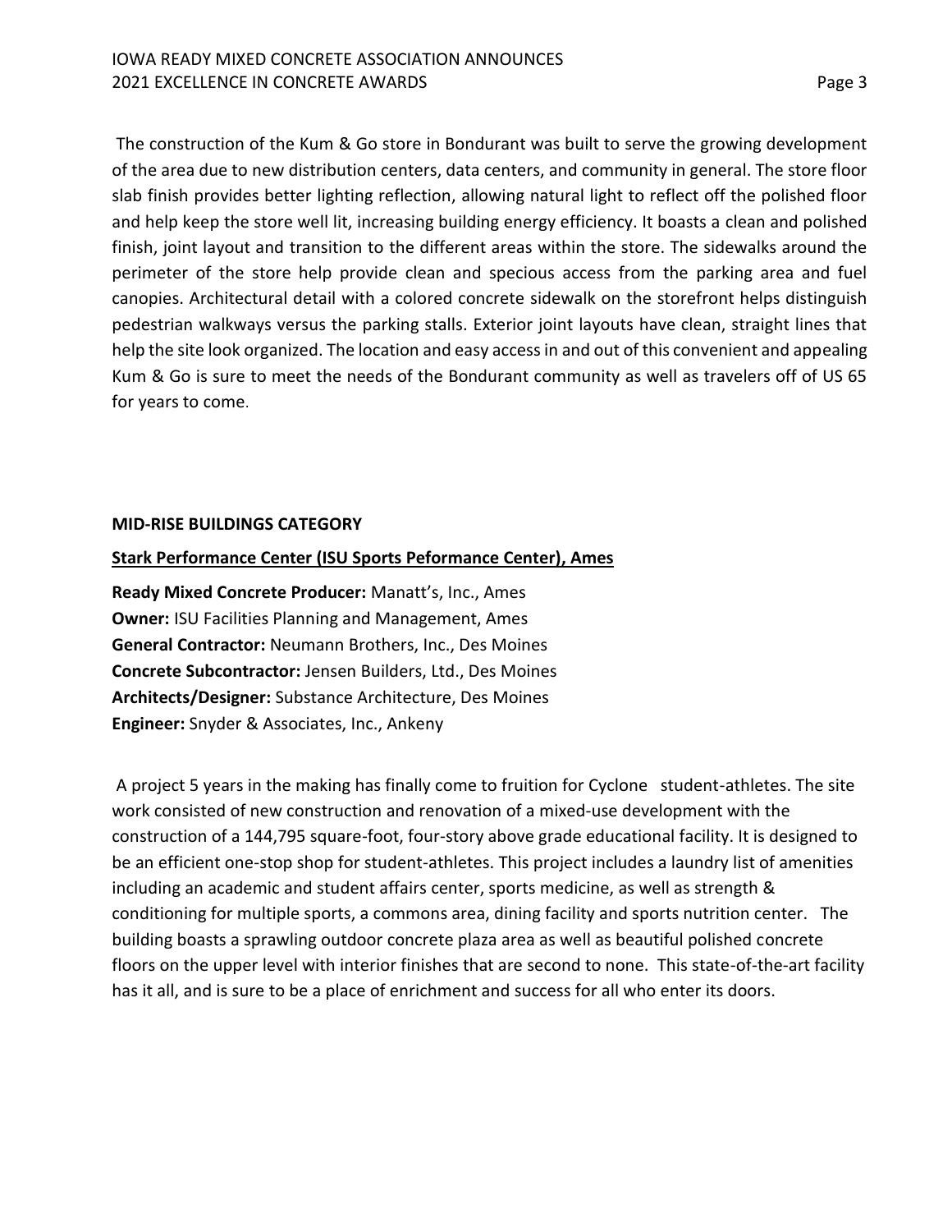The construction of the Kum & Go store in Bondurant was built to serve the growing development of the area due to new distribution centers, data centers, and community in general. The store floor slab finish provides better lighting reflection, allowing natural light to reflect off the polished floor and help keep the store well lit, increasing building energy efficiency. It boasts a clean and polished finish, joint layout and transition to the different areas within the store. The sidewalks around the perimeter of the store help provide clean and specious access from the parking area and fuel canopies. Architectural detail with a colored concrete sidewalk on the storefront helps distinguish pedestrian walkways versus the parking stalls. Exterior joint layouts have clean, straight lines that help the site look organized. The location and easy access in and out of this convenient and appealing Kum & Go is sure to meet the needs of the Bondurant community as well as travelers off of US 65 for years to come.

**MID-RISE BUILDINGS CATEGORY**

**Stark Performance Center (ISU Sports Peformance Center), Ames**

**Ready Mixed Concrete Producer:** Manatt's, Inc., Ames
**Owner:** ISU Facilities Planning and Management, Ames
**General Contractor:** Neumann Brothers, Inc., Des Moines
**Concrete Subcontractor:** Jensen Builders, Ltd., Des Moines
**Architects/Designer:** Substance Architecture, Des Moines
**Engineer:** Snyder & Associates, Inc., Ankeny

A project 5 years in the making has finally come to fruition for Cyclone student-athletes. The site work consisted of new construction and renovation of a mixed-use development with the construction of a 144,795 square-foot, four-story above grade educational facility. It is designed to be an efficient one-stop shop for student-athletes. This project includes a laundry list of amenities including an academic and student affairs center, sports medicine, as well as strength & conditioning for multiple sports, a commons area, dining facility and sports nutrition center. The building boasts a sprawling outdoor concrete plaza area as well as beautiful polished concrete floors on the upper level with interior finishes that are second to none. This state-of-the-art facility has it all, and is sure to be a place of enrichment and success for all who enter its doors.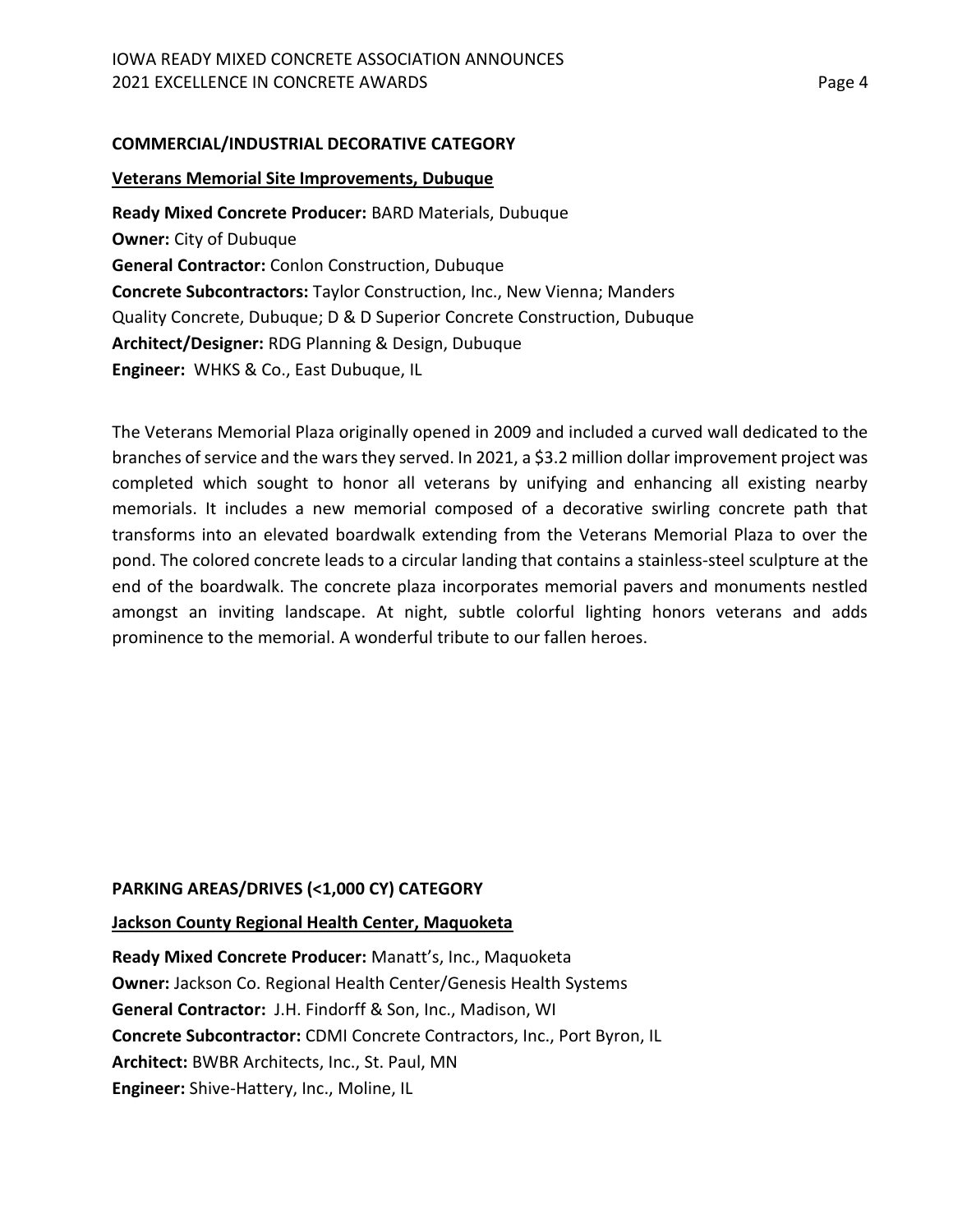## COMMERCIAL/INDUSTRIAL DECORATIVE CATEGORY

### Veterans Memorial Site Improvements, Dubuque

**Ready Mixed Concrete Producer:** BARD Materials, Dubuque
**Owner:** City of Dubuque
**General Contractor:** Conlon Construction, Dubuque
**Concrete Subcontractors:** Taylor Construction, Inc., New Vienna; Manders Quality Concrete, Dubuque; D & D Superior Concrete Construction, Dubuque
**Architect/Designer:** RDG Planning & Design, Dubuque
**Engineer:** WHKS & Co., East Dubuque, IL

The Veterans Memorial Plaza originally opened in 2009 and included a curved wall dedicated to the branches of service and the wars they served. In 2021, a $3.2 million dollar improvement project was completed which sought to honor all veterans by unifying and enhancing all existing nearby memorials. It includes a new memorial composed of a decorative swirling concrete path that transforms into an elevated boardwalk extending from the Veterans Memorial Plaza to over the pond. The colored concrete leads to a circular landing that contains a stainless-steel sculpture at the end of the boardwalk. The concrete plaza incorporates memorial pavers and monuments nestled amongst an inviting landscape. At night, subtle colorful lighting honors veterans and adds prominence to the memorial. A wonderful tribute to our fallen heroes.

## PARKING AREAS/DRIVES (<1,000 CY) CATEGORY

### Jackson County Regional Health Center, Maquoketa

**Ready Mixed Concrete Producer:** Manatt's, Inc., Maquoketa
**Owner:** Jackson Co. Regional Health Center/Genesis Health Systems
**General Contractor:** J.H. Findorff & Son, Inc., Madison, WI
**Concrete Subcontractor:** CDMI Concrete Contractors, Inc., Port Byron, IL
**Architect:** BWBR Architects, Inc., St. Paul, MN
**Engineer:** Shive-Hattery, Inc., Moline, IL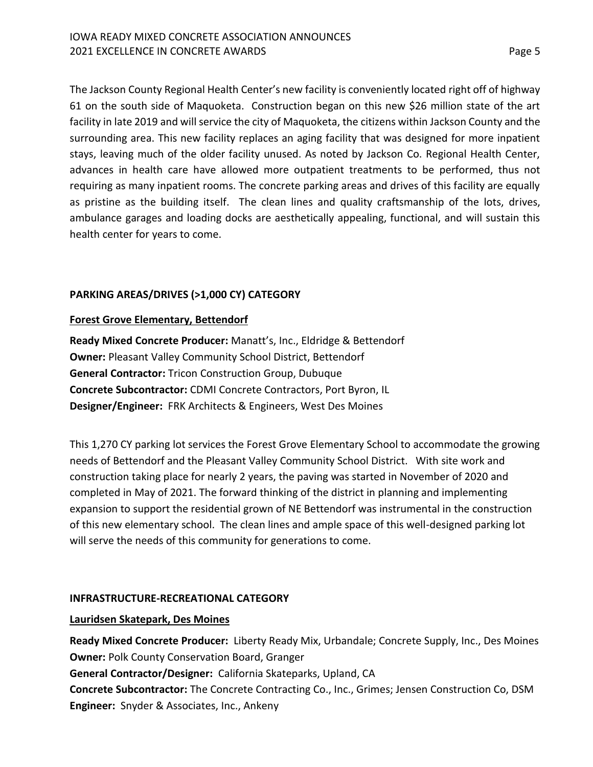The Jackson County Regional Health Center's new facility is conveniently located right off of highway 61 on the south side of Maquoketa. Construction began on this new $26 million state of the art facility in late 2019 and will service the city of Maquoketa, the citizens within Jackson County and the surrounding area. This new facility replaces an aging facility that was designed for more inpatient stays, leaving much of the older facility unused. As noted by Jackson Co. Regional Health Center, advances in health care have allowed more outpatient treatments to be performed, thus not requiring as many inpatient rooms. The concrete parking areas and drives of this facility are equally as pristine as the building itself. The clean lines and quality craftsmanship of the lots, drives, ambulance garages and loading docks are aesthetically appealing, functional, and will sustain this health center for years to come.

## PARKING AREAS/DRIVES (>1,000 CY) CATEGORY

### Forest Grove Elementary, Bettendorf

**Ready Mixed Concrete Producer:** Manatt's, Inc., Eldridge & Bettendorf
**Owner:** Pleasant Valley Community School District, Bettendorf
**General Contractor:** Tricon Construction Group, Dubuque
**Concrete Subcontractor:** CDMI Concrete Contractors, Port Byron, IL
**Designer/Engineer:** FRK Architects & Engineers, West Des Moines

This 1,270 CY parking lot services the Forest Grove Elementary School to accommodate the growing needs of Bettendorf and the Pleasant Valley Community School District. With site work and construction taking place for nearly 2 years, the paving was started in November of 2020 and completed in May of 2021. The forward thinking of the district in planning and implementing expansion to support the residential grown of NE Bettendorf was instrumental in the construction of this new elementary school. The clean lines and ample space of this well-designed parking lot will serve the needs of this community for generations to come.

## INFRASTRUCTURE-RECREATIONAL CATEGORY

### Lauridsen Skatepark, Des Moines

**Ready Mixed Concrete Producer:** Liberty Ready Mix, Urbandale; Concrete Supply, Inc., Des Moines
**Owner:** Polk County Conservation Board, Granger
**General Contractor/Designer:** California Skateparks, Upland, CA
**Concrete Subcontractor:** The Concrete Contracting Co., Inc., Grimes; Jensen Construction Co, DSM
**Engineer:** Snyder & Associates, Inc., Ankeny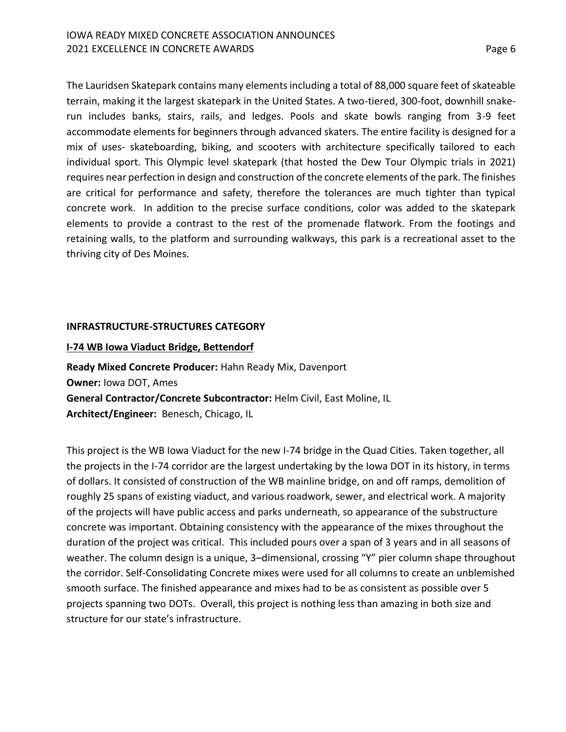The Lauridsen Skatepark contains many elements including a total of 88,000 square feet of skateable terrain, making it the largest skatepark in the United States. A two-tiered, 300-foot, downhill snake-run includes banks, stairs, rails, and ledges. Pools and skate bowls ranging from 3-9 feet accommodate elements for beginners through advanced skaters. The entire facility is designed for a mix of uses- skateboarding, biking, and scooters with architecture specifically tailored to each individual sport. This Olympic level skatepark (that hosted the Dew Tour Olympic trials in 2021) requires near perfection in design and construction of the concrete elements of the park. The finishes are critical for performance and safety, therefore the tolerances are much tighter than typical concrete work. In addition to the precise surface conditions, color was added to the skatepark elements to provide a contrast to the rest of the promenade flatwork. From the footings and retaining walls, to the platform and surrounding walkways, this park is a recreational asset to the thriving city of Des Moines.

## INFRASTRUCTURE-STRUCTURES CATEGORY

### I-74 WB Iowa Viaduct Bridge, Bettendorf

**Ready Mixed Concrete Producer:** Hahn Ready Mix, Davenport
**Owner:** Iowa DOT, Ames
**General Contractor/Concrete Subcontractor:** Helm Civil, East Moline, IL
**Architect/Engineer:** Benesch, Chicago, IL

This project is the WB Iowa Viaduct for the new I-74 bridge in the Quad Cities. Taken together, all the projects in the I-74 corridor are the largest undertaking by the Iowa DOT in its history, in terms of dollars. It consisted of construction of the WB mainline bridge, on and off ramps, demolition of roughly 25 spans of existing viaduct, and various roadwork, sewer, and electrical work. A majority of the projects will have public access and parks underneath, so appearance of the substructure concrete was important. Obtaining consistency with the appearance of the mixes throughout the duration of the project was critical. This included pours over a span of 3 years and in all seasons of weather. The column design is a unique, 3–dimensional, crossing "Y" pier column shape throughout the corridor. Self-Consolidating Concrete mixes were used for all columns to create an unblemished smooth surface. The finished appearance and mixes had to be as consistent as possible over 5 projects spanning two DOTs. Overall, this project is nothing less than amazing in both size and structure for our state's infrastructure.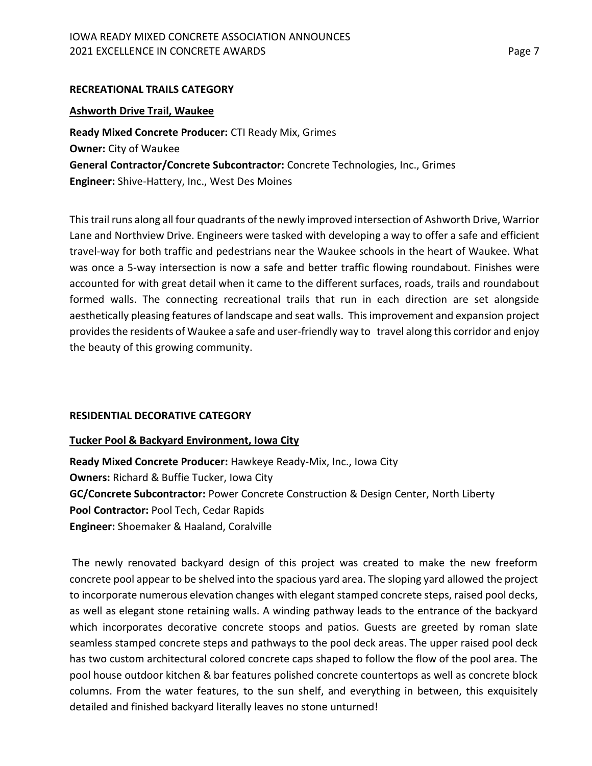## RECREATIONAL TRAILS CATEGORY

### Ashworth Drive Trail, Waukee

**Ready Mixed Concrete Producer:** CTI Ready Mix, Grimes
**Owner:** City of Waukee
**General Contractor/Concrete Subcontractor:** Concrete Technologies, Inc., Grimes
**Engineer:** Shive-Hattery, Inc., West Des Moines

This trail runs along all four quadrants of the newly improved intersection of Ashworth Drive, Warrior Lane and Northview Drive. Engineers were tasked with developing a way to offer a safe and efficient travel-way for both traffic and pedestrians near the Waukee schools in the heart of Waukee. What was once a 5-way intersection is now a safe and better traffic flowing roundabout. Finishes were accounted for with great detail when it came to the different surfaces, roads, trails and roundabout formed walls. The connecting recreational trails that run in each direction are set alongside aesthetically pleasing features of landscape and seat walls. This improvement and expansion project provides the residents of Waukee a safe and user-friendly way to travel along this corridor and enjoy the beauty of this growing community.

## RESIDENTIAL DECORATIVE CATEGORY

### Tucker Pool & Backyard Environment, Iowa City

**Ready Mixed Concrete Producer:** Hawkeye Ready-Mix, Inc., Iowa City
**Owners:** Richard & Buffie Tucker, Iowa City
**GC/Concrete Subcontractor:** Power Concrete Construction & Design Center, North Liberty
**Pool Contractor:** Pool Tech, Cedar Rapids
**Engineer:** Shoemaker & Haaland, Coralville

The newly renovated backyard design of this project was created to make the new freeform concrete pool appear to be shelved into the spacious yard area. The sloping yard allowed the project to incorporate numerous elevation changes with elegant stamped concrete steps, raised pool decks, as well as elegant stone retaining walls. A winding pathway leads to the entrance of the backyard which incorporates decorative concrete stoops and patios. Guests are greeted by roman slate seamless stamped concrete steps and pathways to the pool deck areas. The upper raised pool deck has two custom architectural colored concrete caps shaped to follow the flow of the pool area. The pool house outdoor kitchen & bar features polished concrete countertops as well as concrete block columns. From the water features, to the sun shelf, and everything in between, this exquisitely detailed and finished backyard literally leaves no stone unturned!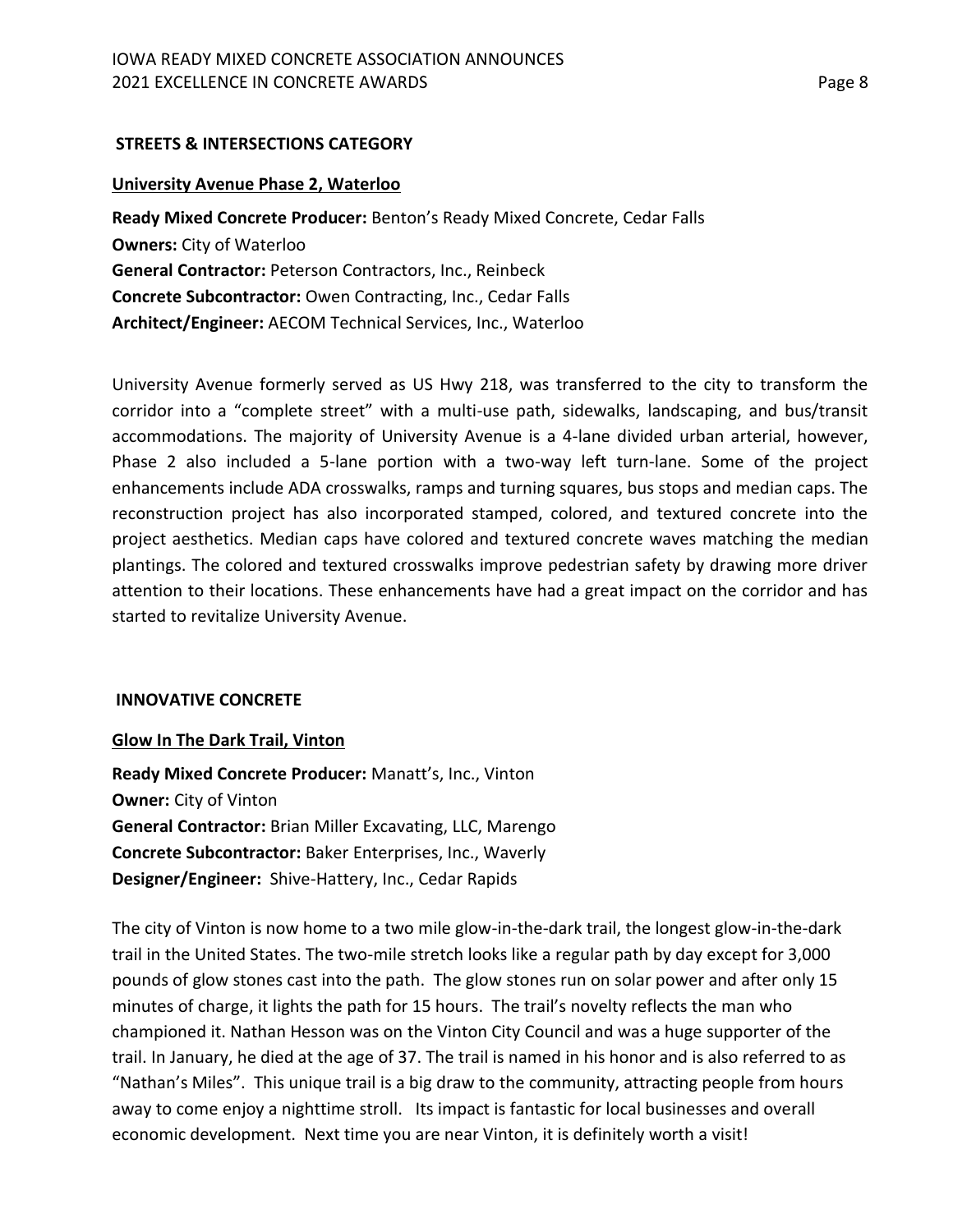## STREETS & INTERSECTIONS CATEGORY

### University Avenue Phase 2, Waterloo

**Ready Mixed Concrete Producer:** Benton's Ready Mixed Concrete, Cedar Falls
**Owners:** City of Waterloo
**General Contractor:** Peterson Contractors, Inc., Reinbeck
**Concrete Subcontractor:** Owen Contracting, Inc., Cedar Falls
**Architect/Engineer:** AECOM Technical Services, Inc., Waterloo

University Avenue formerly served as US Hwy 218, was transferred to the city to transform the corridor into a "complete street" with a multi-use path, sidewalks, landscaping, and bus/transit accommodations. The majority of University Avenue is a 4-lane divided urban arterial, however, Phase 2 also included a 5-lane portion with a two-way left turn-lane. Some of the project enhancements include ADA crosswalks, ramps and turning squares, bus stops and median caps. The reconstruction project has also incorporated stamped, colored, and textured concrete into the project aesthetics. Median caps have colored and textured concrete waves matching the median plantings. The colored and textured crosswalks improve pedestrian safety by drawing more driver attention to their locations. These enhancements have had a great impact on the corridor and has started to revitalize University Avenue.

## INNOVATIVE CONCRETE

### Glow In The Dark Trail, Vinton

**Ready Mixed Concrete Producer:** Manatt's, Inc., Vinton
**Owner:** City of Vinton
**General Contractor:** Brian Miller Excavating, LLC, Marengo
**Concrete Subcontractor:** Baker Enterprises, Inc., Waverly
**Designer/Engineer:** Shive-Hattery, Inc., Cedar Rapids

The city of Vinton is now home to a two mile glow-in-the-dark trail, the longest glow-in-the-dark trail in the United States. The two-mile stretch looks like a regular path by day except for 3,000 pounds of glow stones cast into the path. The glow stones run on solar power and after only 15 minutes of charge, it lights the path for 15 hours. The trail's novelty reflects the man who championed it. Nathan Hesson was on the Vinton City Council and was a huge supporter of the trail. In January, he died at the age of 37. The trail is named in his honor and is also referred to as "Nathan's Miles". This unique trail is a big draw to the community, attracting people from hours away to come enjoy a nighttime stroll. Its impact is fantastic for local businesses and overall economic development. Next time you are near Vinton, it is definitely worth a visit!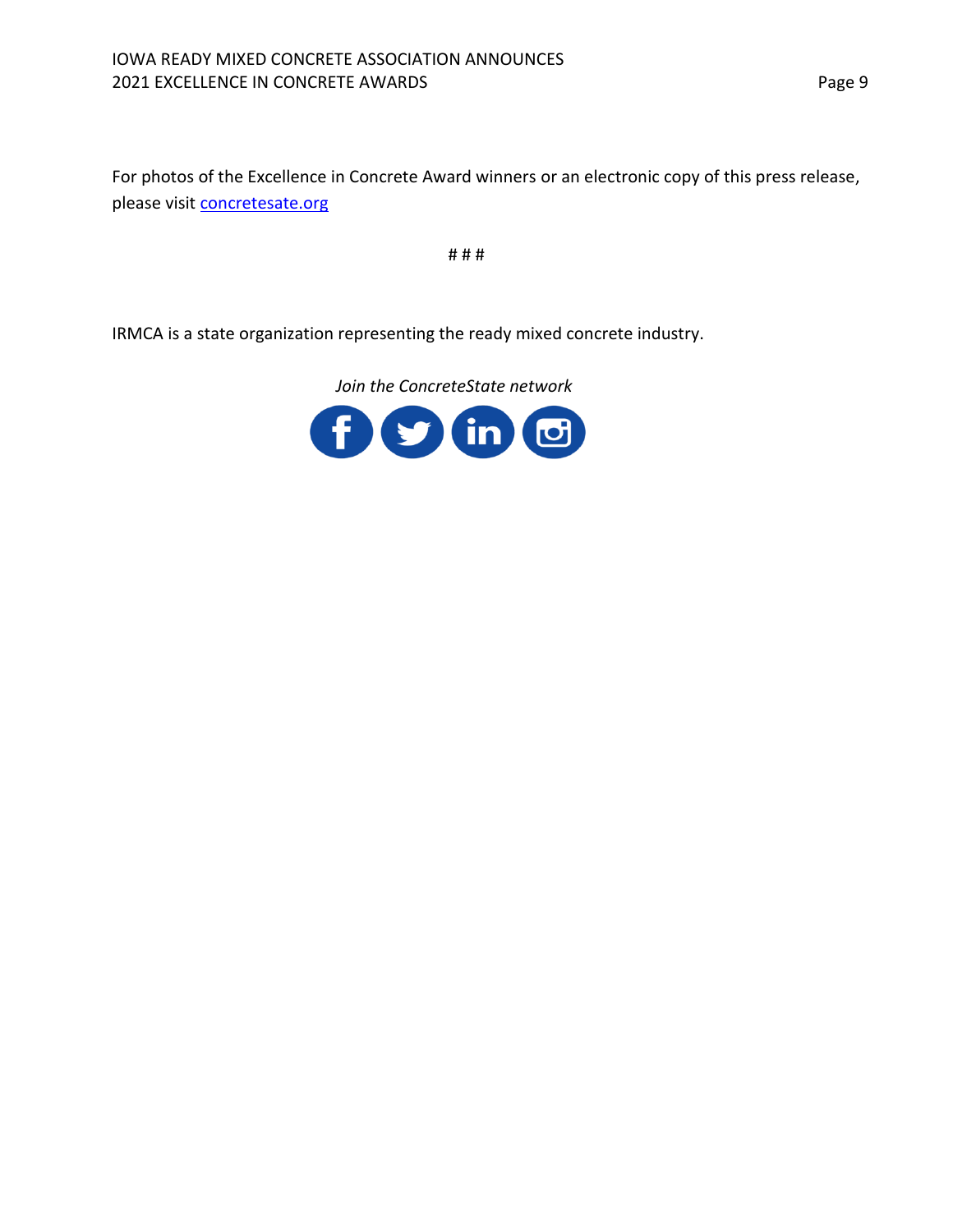For photos of the Excellence in Concrete Award winners or an electronic copy of this press release, please visit concretesate.org

# # #

IRMCA is a state organization representing the ready mixed concrete industry.

*Join the ConcreteState network*